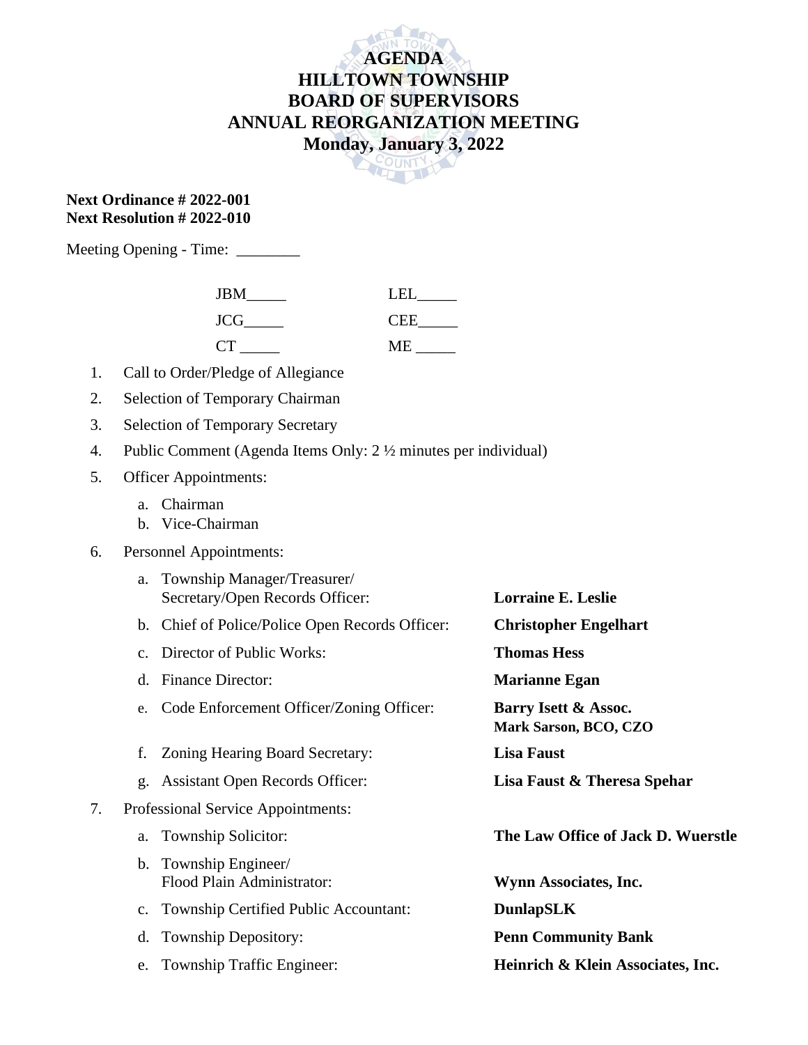# AGENDA
# HILLTOWN TOWNSHIP
# BOARD OF SUPERVISORS
# ANNUAL REORGANIZATION MEETING
# Monday, January 3, 2022

**Next Ordinance # 2022-001**
**Next Resolution # 2022-010**

Meeting Opening - Time: ________

| | |
|---|---|
| JBM_____ | LEL_____ |
| JCG_____ | CEE_____ |
| CT _____ | ME _____ |

1. Call to Order/Pledge of Allegiance
2. Selection of Temporary Chairman
3. Selection of Temporary Secretary
4. Public Comment (Agenda Items Only: 2 ½ minutes per individual)
5. Officer Appointments:
   a. Chairman
   b. Vice-Chairman
6. Personnel Appointments:
   a. Township Manager/Treasurer/Secretary/Open Records Officer: **Lorraine E. Leslie**
   b. Chief of Police/Police Open Records Officer: **Christopher Engelhart**
   c. Director of Public Works: **Thomas Hess**
   d. Finance Director: **Marianne Egan**
   e. Code Enforcement Officer/Zoning Officer: **Barry Isett & Assoc. Mark Sarson, BCO, CZO**
   f. Zoning Hearing Board Secretary: **Lisa Faust**
   g. Assistant Open Records Officer: **Lisa Faust & Theresa Spehar**
7. Professional Service Appointments:
   a. Township Solicitor: **The Law Office of Jack D. Wuerstle**
   b. Township Engineer/Flood Plain Administrator: **Wynn Associates, Inc.**
   c. Township Certified Public Accountant: **DunlapSLK**
   d. Township Depository: **Penn Community Bank**
   e. Township Traffic Engineer: **Heinrich & Klein Associates, Inc.**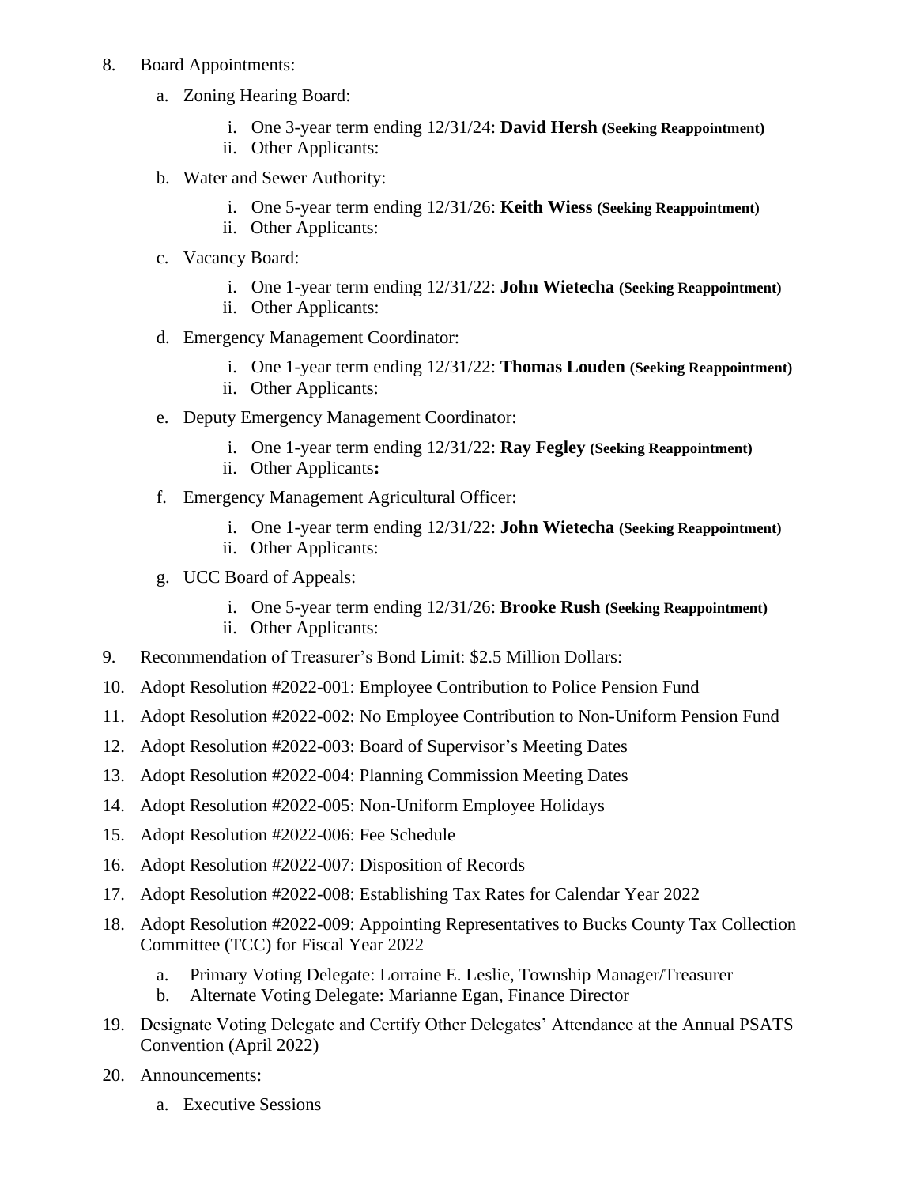8. Board Appointments:
   a. Zoning Hearing Board:
      i. One 3-year term ending 12/31/24: **David Hersh (Seeking Reappointment)**
      ii. Other Applicants:
   b. Water and Sewer Authority:
      i. One 5-year term ending 12/31/26: **Keith Wiess (Seeking Reappointment)**
      ii. Other Applicants:
   c. Vacancy Board:
      i. One 1-year term ending 12/31/22: **John Wietecha (Seeking Reappointment)**
      ii. Other Applicants:
   d. Emergency Management Coordinator:
      i. One 1-year term ending 12/31/22: **Thomas Louden (Seeking Reappointment)**
      ii. Other Applicants:
   e. Deputy Emergency Management Coordinator:
      i. One 1-year term ending 12/31/22: **Ray Fegley (Seeking Reappointment)**
      ii. Other Applicants**:**
   f. Emergency Management Agricultural Officer:
      i. One 1-year term ending 12/31/22: **John Wietecha (Seeking Reappointment)**
      ii. Other Applicants:
   g. UCC Board of Appeals:
      i. One 5-year term ending 12/31/26: **Brooke Rush (Seeking Reappointment)**
      ii. Other Applicants:
9. Recommendation of Treasurer's Bond Limit: $2.5 Million Dollars:
10. Adopt Resolution #2022-001: Employee Contribution to Police Pension Fund
11. Adopt Resolution #2022-002: No Employee Contribution to Non-Uniform Pension Fund
12. Adopt Resolution #2022-003: Board of Supervisor's Meeting Dates
13. Adopt Resolution #2022-004: Planning Commission Meeting Dates
14. Adopt Resolution #2022-005: Non-Uniform Employee Holidays
15. Adopt Resolution #2022-006: Fee Schedule
16. Adopt Resolution #2022-007: Disposition of Records
17. Adopt Resolution #2022-008: Establishing Tax Rates for Calendar Year 2022
18. Adopt Resolution #2022-009: Appointing Representatives to Bucks County Tax Collection Committee (TCC) for Fiscal Year 2022
    a. Primary Voting Delegate: Lorraine E. Leslie, Township Manager/Treasurer
    b. Alternate Voting Delegate: Marianne Egan, Finance Director
19. Designate Voting Delegate and Certify Other Delegates' Attendance at the Annual PSATS Convention (April 2022)
20. Announcements:
    a. Executive Sessions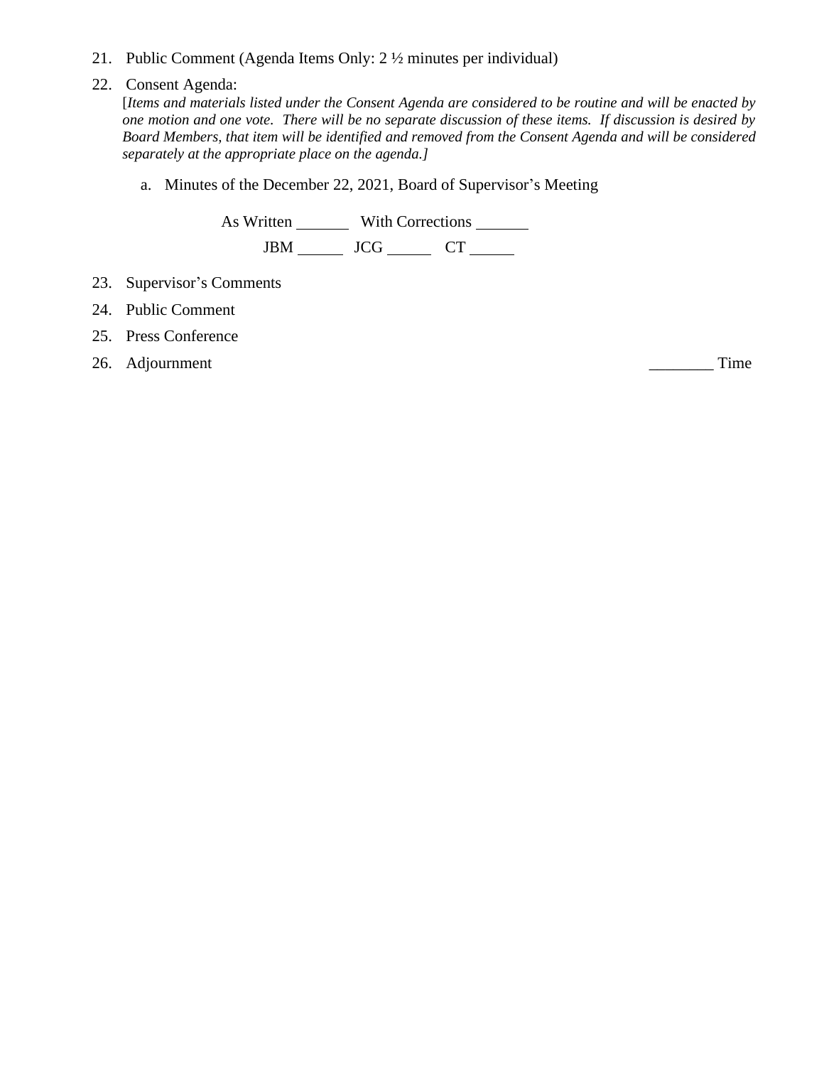21. Public Comment (Agenda Items Only: 2 ½ minutes per individual)

22. Consent Agenda:

    [*Items and materials listed under the Consent Agenda are considered to be routine and will be enacted by one motion and one vote. There will be no separate discussion of these items. If discussion is desired by Board Members, that item will be identified and removed from the Consent Agenda and will be considered separately at the appropriate place on the agenda.]*

    a. Minutes of the December 22, 2021, Board of Supervisor's Meeting

       As Written _______ With Corrections _______

       JBM ______ JCG ______ CT ______

23. Supervisor's Comments

24. Public Comment

25. Press Conference

26. Adjournment ________ Time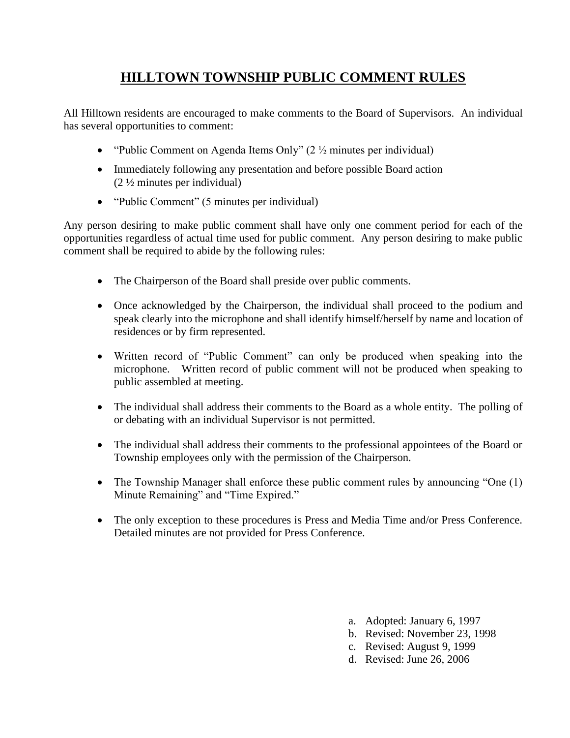# HILLTOWN TOWNSHIP PUBLIC COMMENT RULES

All Hilltown residents are encouraged to make comments to the Board of Supervisors. An individual has several opportunities to comment:

- "Public Comment on Agenda Items Only" (2 ½ minutes per individual)
- Immediately following any presentation and before possible Board action (2 ½ minutes per individual)
- "Public Comment" (5 minutes per individual)

Any person desiring to make public comment shall have only one comment period for each of the opportunities regardless of actual time used for public comment. Any person desiring to make public comment shall be required to abide by the following rules:

- The Chairperson of the Board shall preside over public comments.
- Once acknowledged by the Chairperson, the individual shall proceed to the podium and speak clearly into the microphone and shall identify himself/herself by name and location of residences or by firm represented.
- Written record of "Public Comment" can only be produced when speaking into the microphone. Written record of public comment will not be produced when speaking to public assembled at meeting.
- The individual shall address their comments to the Board as a whole entity. The polling of or debating with an individual Supervisor is not permitted.
- The individual shall address their comments to the professional appointees of the Board or Township employees only with the permission of the Chairperson.
- The Township Manager shall enforce these public comment rules by announcing "One (1) Minute Remaining" and "Time Expired."
- The only exception to these procedures is Press and Media Time and/or Press Conference. Detailed minutes are not provided for Press Conference.

a. Adopted: January 6, 1997
b. Revised: November 23, 1998
c. Revised: August 9, 1999
d. Revised: June 26, 2006